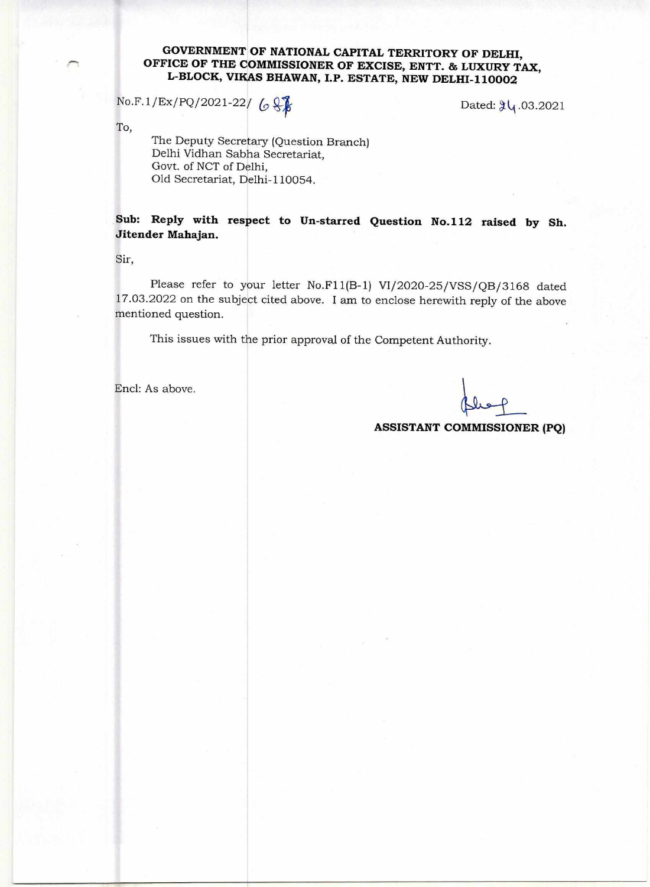**GOVERNMENT OF NATIONAL CAPITAL TERRITORY OF DELHI,**
**OFFICE OF THE COMMISSIONER OF EXCISE, ENTT. & LUXURY TAX,**
**L-BLOCK, VIKAS BHAWAN, I.P. ESTATE, NEW DELHI-110002**

No.F.1/Ex/PQ/2021-22/ 687 Dated: 24.03.2021

To,

The Deputy Secretary (Question Branch)
Delhi Vidhan Sabha Secretariat,
Govt. of NCT of Delhi,
Old Secretariat, Delhi-110054.

**Sub: Reply with respect to Un-starred Question No.112 raised by Sh. Jitender Mahajan.**

Sir,

Please refer to your letter No.F11(B-1) VI/2020-25/VSS/QB/3168 dated 17.03.2022 on the subject cited above. I am to enclose herewith reply of the above mentioned question.

This issues with the prior approval of the Competent Authority.

Encl: As above.

**ASSISTANT COMMISSIONER (PQ)**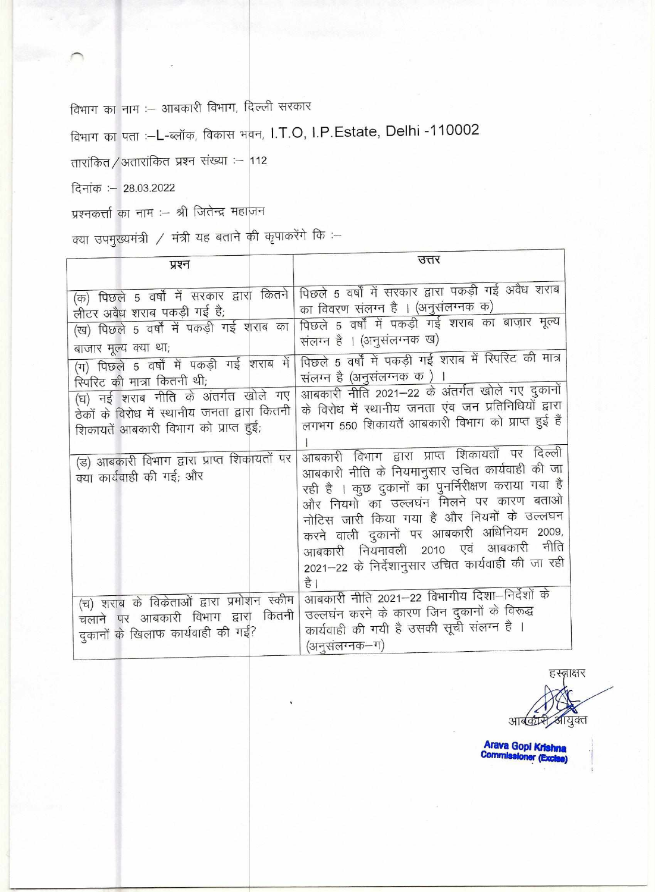विभाग का नाम :– आबकारी विभाग, दिल्ली सरकार

विभाग का पता :–L-ब्लॉक, विकास भवन, I.T.O, I.P.Estate, Delhi -110002

तारांकित/अतारांकित प्रश्न संख्या :– 112

दिनांक :– 28.03.2022

प्रश्नकर्त्ता का नाम :– श्री जितेन्द्र महाजन

क्या उपमुख्यमंत्री / मंत्री यह बताने की कृपाकरेंगे कि :–

| प्रश्न | उत्तर |
|---|---|
| (क) पिछले 5 वर्षों में सरकार द्वारा कितने लीटर अवैध शराब पकड़ी गई है; | पिछले 5 वर्षों में सरकार द्वारा पकड़ी गई अवैध शराब का विवरण संलग्न है । (अनुसंलग्नक क) |
| (ख) पिछले 5 वर्षों में पकड़ी गई शराब का बाजार मूल्य क्या था; | पिछले 5 वर्षों में पकड़ी गई शराब का बाज़ार मूल्य संलग्न है । (अनुसंलग्नक ख) |
| (ग) पिछले 5 वर्षों में पकड़ी गई शराब में स्पिरिट की मात्रा कितनी थी; | पिछले 5 वर्षों में पकड़ी गई शराब में स्पिरिट की मात्र संलग्न है (अनुसंलग्नक क ) । |
| (घ) नई शराब नीति के अंतर्गत खोले गए ठेकों के विरोध में स्थानीय जनता द्वारा कितनी शिकायतें आबकारी विभाग को प्राप्त हुई; | आबकारी नीति 2021–22 के अंतर्गत खोले गए दुकानों के विरोध में स्थानीय जनता एंव जन प्रतिनिधियों द्वारा लगभग 550 शिकायतें आबकारी विभाग को प्राप्त हुई हैं । |
| (ड) आबकारी विभाग द्वारा प्राप्त शिकायतों पर क्या कार्यवाही की गई; और | आबकारी विभाग द्वारा प्राप्त शिकायतों पर दिल्ली आबकारी नीति के नियमानुसार उचित कार्यवाही की जा रही है । कुछ दुकानों का पुनर्निरीक्षण कराया गया है और नियमों का उल्लघंन मिलने पर कारण बताओ नोटिस जारी किया गया है और नियमों के उल्लघन करने वाली दुकानों पर आबकारी अधिनियम 2009, आबकारी नियमावली 2010 एवं आबकारी नीति 2021–22 के निर्देशानुसार उचित कार्यवाही की जा रही है। |
| (च) शराब के विकेताओं द्वारा प्रमोशन स्कीम चलाने पर आबकारी विभाग द्वारा कितनी दुकानों के खिलाफ कार्यवाही की गई? | आबकारी नीति 2021–22 विभागीय दिशा–निर्देशों के उल्लघंन करने के कारण जिन दुकानों के विरूद्ध कार्यवाही की गयी है उसकी सूची संलग्न है । (अनुसंलग्नक–ग) |

हस्ताक्षर

आबकारी आयुक्त

**Arava Gopi Krishna**
**Commissioner (Excise)**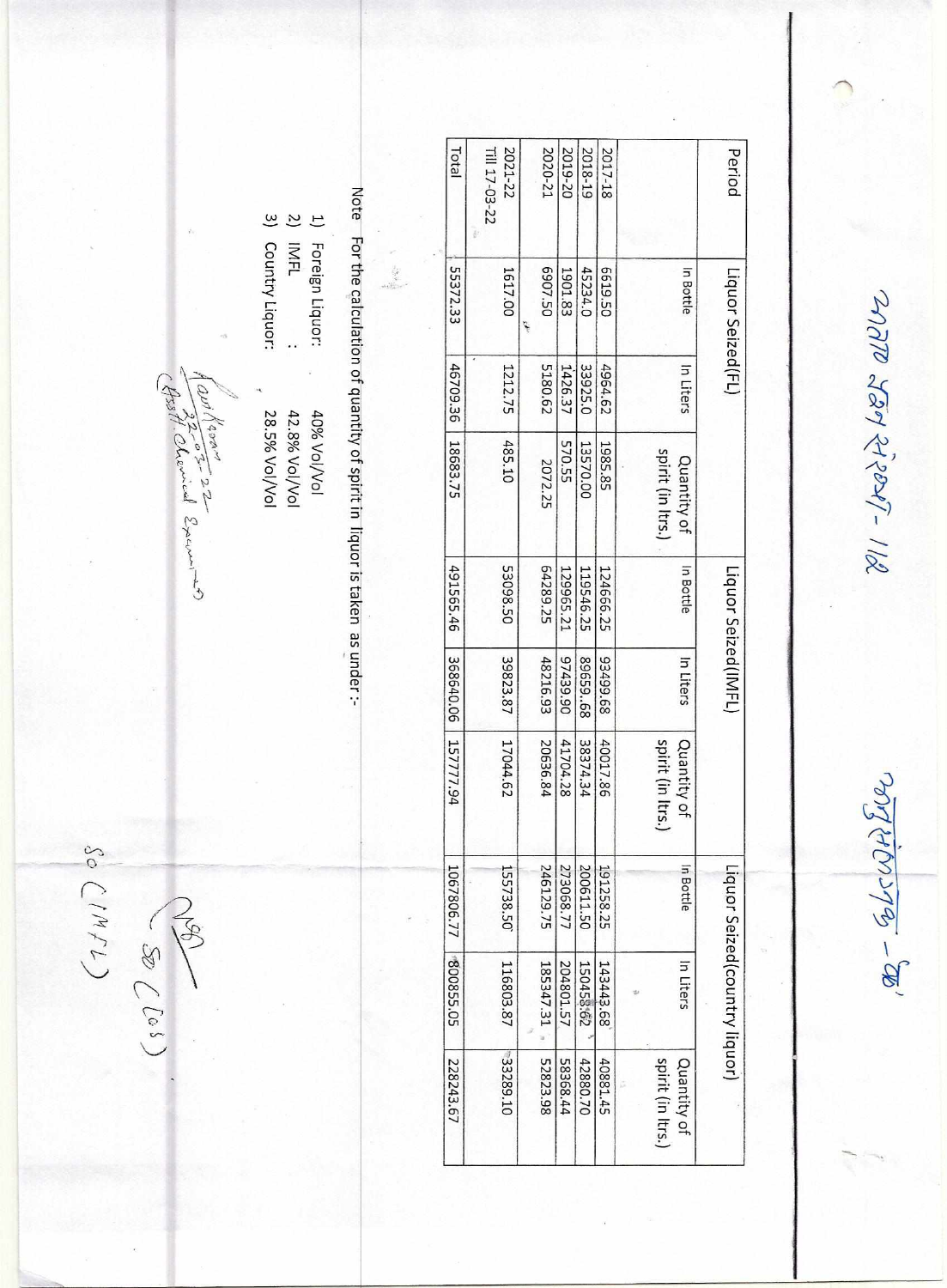अतारांकित प्रश्न संख्या - 112

अनुलग्नक - 'ख'

| Period | Liquor Seized(FL) | | | Liquor Seized(IMFL) | | | Liquor Seized(country liquor) | | |
|---|---|---|---|---|---|---|---|---|---|
| | In Bottle | In Liters | Quantity of spirit (in ltrs.) | In Bottle | In Liters | Quantity of spirit (in ltrs.) | In Bottle | In Liters | Quantity of spirit (in ltrs.) |
| 2017-18 | 6619.50 | 4964.62 | 1985.85 | 124666.25 | 93499.68 | 40017.86 | 191258.25 | 143443.68 | 40881.45 |
| 2018-19 | 45234.0 | 33925.0 | 13570.00 | 119546.25 | 89659..68 | 38374.34 | 200611.50 | 150458.62 | 42880.70 |
| 2019-20 | 1901.83 | 1426.37 | 570.55 | 129965.21 | 97439.06 | 41704.28 | 273068.77 | 204801.57 | 58368.44 |
| 2020-21 | 6907.50 | 5180.62 | 2072.25 | 64289.25 | 48216.93 | 20636.84 | 246129.75 | 185347.31 | 52823.98 |
| 2021-22 Till 17-03-22 | 1617.00 | 1212.75 | 485.10 | 53098.50 | 39823.87 | 17044.62 | 155738.50 | 116803.87 | 33289.10 |
| Total | 55372.33 | 46709.36 | 18683.75 | 491565.46 | 368640.06 | 157777.94 | 1067806.77 | 800855.05 | 228243.67 |

Note For the calculation of quantity of spirit in liquor is taken as under :-

1) Foreign Liquor: 40% Vol/Vol
2) IMFL : 42.8% Vol/Vol
3) Country Liquor: 28.5% Vol/Vol

(Asstt. Chemical Examiner) 22-03-22

SO (Cos)

SO (IMFL)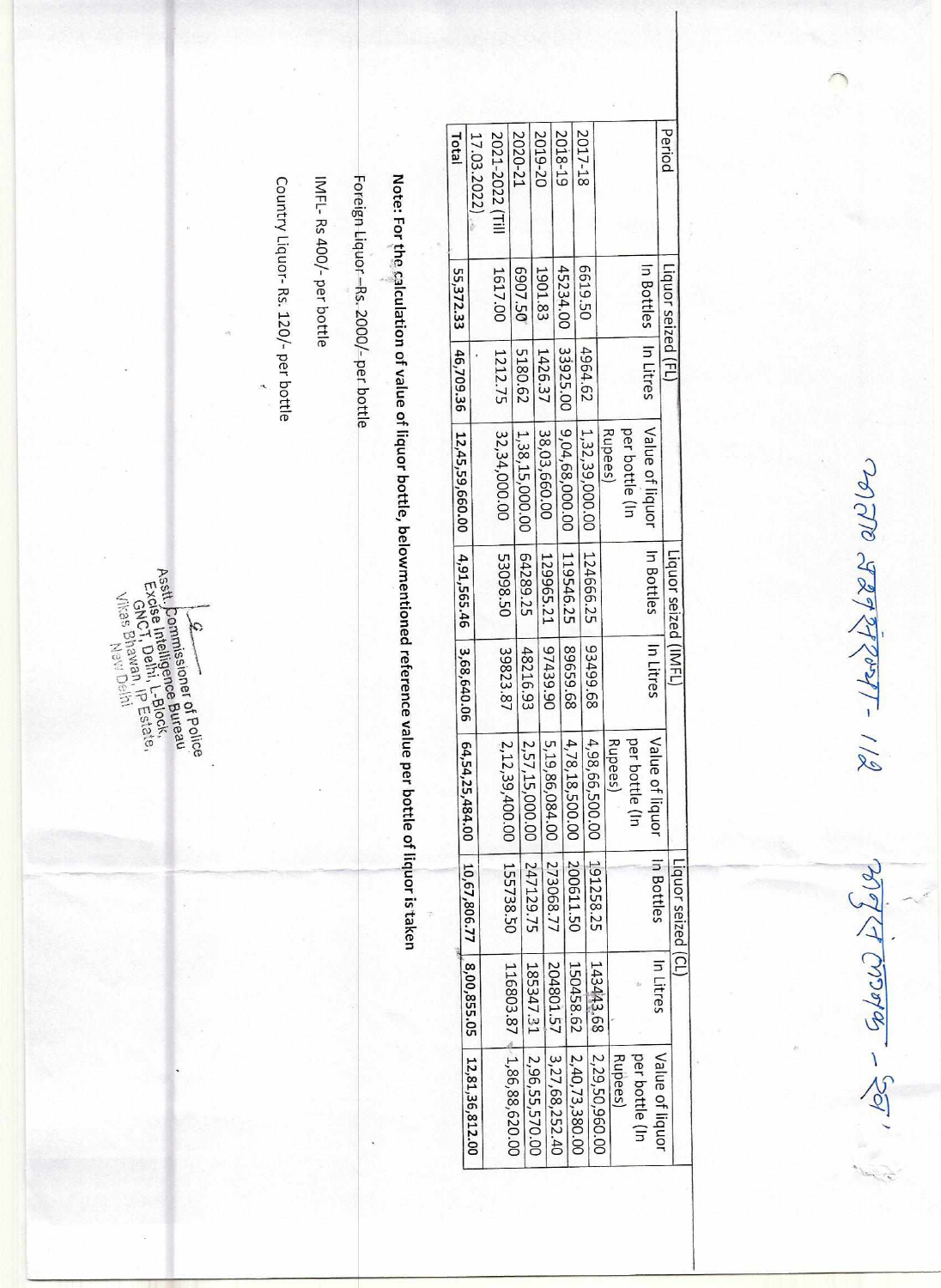प्रश्न संख्या - 112 अनुलग्नक - ख'

| Period | Liquor seized (FL) | | | Liquor seized (IMFL) | | | Liquor seized (CL) | | |
|---|---|---|---|---|---|---|---|---|---|
| | In Bottles | In Litres | Value of liquor per bottle (In Rupees) | In Bottles | In Litres | Value of liquor per bottle (In Rupees) | In Bottles | In Litres | Value of liquor per bottle (In Rupees) |
| 2017-18 | 6619.50 | 4964.62 | 1,32,39,000.00 | 124666.25 | 93499.68 | 4,98,66,500.00 | 191258.25 | 143443.68 | 2,29,50,960.00 |
| 2018-19 | 45234.00 | 33925.00 | 9,04,68,000.00 | 119546.25 | 89659.68 | 4,78,18,500.00 | 200611.50 | 150458.62 | 2,40,73,380.00 |
| 2019-20 | 1901.83 | 1426.37 | 38,03,660.00 | 129965.21 | 97439.90 | 5,19,86,084.00 | 273068.77 | 204801.57 | 3,27,68,252.40 |
| 2020-21 | 6907.50 | 5180.62 | 1,38,15,000.00 | 64289.25 | 48216.93 | 2,57,15,000.00 | 247129.75 | 185347.31 | 2,96,55,570.00 |
| 2021-2022 (Till 17.03.2022) | 1617.00 | 1212.75 | 32,34,000.00 | 53098.50 | 39823.87 | 2,12,39,400.00 | 155738.50 | 116803.87 | 1,86,88,620.00 |
| **Total** | **55,372.33** | **46,709.36** | **12,45,59,660.00** | **4,91,565.46** | **3,68,640.06** | **64,54,25,484.00** | **10,67,806.77** | **8,00,855.05** | **12,81,36,812.00** |

**Note: For the calculation of value of liquor bottle, belowmentioned reference value per bottle of liquor is taken**

Foreign Liquor –Rs. 2000/- per bottle

IMFL- Rs 400/- per bottle

Country Liquor- Rs. 120/- per bottle

Asstt. Commissioner of Police
Excise Intelligence Bureau
GNCT, Delhi, L-Block,
Vikas Bhawan, IP Estate,
New Delhi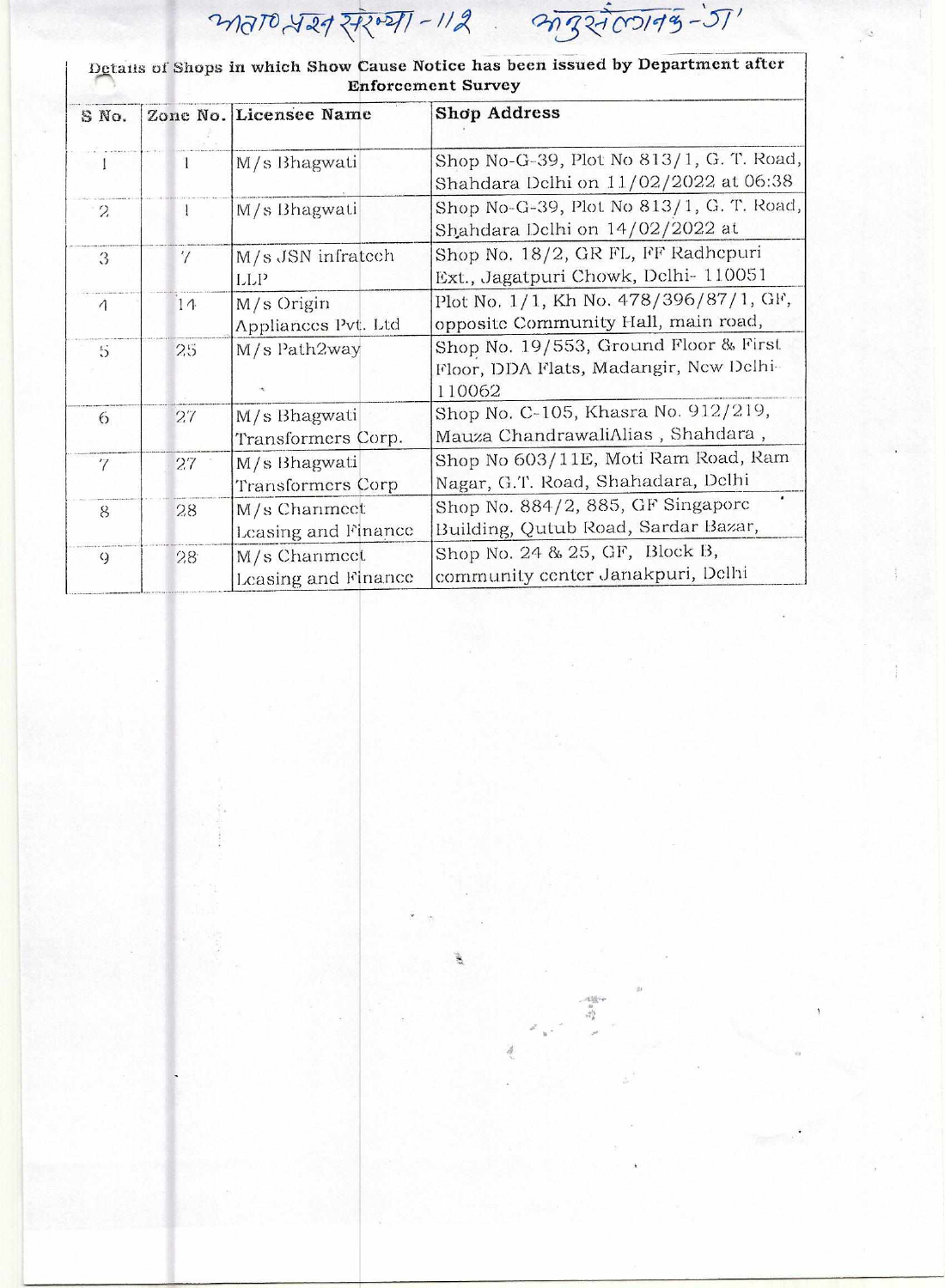आता० प्रश्न संख्या - 112 अनुसंलग्नक - 'ग'

**Details of Shops in which Show Cause Notice has been issued by Department after Enforcement Survey**

| S No. | Zone No. | Licensee Name | Shop Address |
|---|---|---|---|
| 1 | 1 | M/s Bhagwati | Shop No-G-39, Plot No 813/1, G. T. Road, Shahdara Delhi on 11/02/2022 at 06:38 |
| 2 | 1 | M/s Bhagwati | Shop No-G-39, Plot No 813/1, G. T. Road, Shahdara Delhi on 14/02/2022 at |
| 3 | 7 | M/s JSN infratech LLP | Shop No. 18/2, GR FL, FF Radhepuri Ext., Jagatpuri Chowk, Delhi- 110051 |
| 4 | 14 | M/s Origin Appliances Pvt. Ltd | Plot No. 1/1, Kh No. 478/396/87/1, GF, opposite Community Hall, main road, |
| 5 | 25 | M/s Path2way | Shop No. 19/553, Ground Floor & First Floor, DDA Flats, Madangir, New Delhi-110062 |
| 6 | 27 | M/s Bhagwati Transformers Corp. | Shop No. C-105, Khasra No. 912/219, Mauza ChandrawaliAlias , Shahdara , |
| 7 | 27 | M/s Bhagwati Transformers Corp | Shop No 603/11E, Moti Ram Road, Ram Nagar, G.T. Road, Shahadara, Delhi |
| 8 | 28 | M/s Chanmeet Leasing and Finance | Shop No. 884/2, 885, GF Singapore Building, Qutub Road, Sardar Bazar, |
| 9 | 28 | M/s Chanmeet Leasing and Finance | Shop No. 24 & 25, GF, Block B, community center Janakpuri, Delhi |